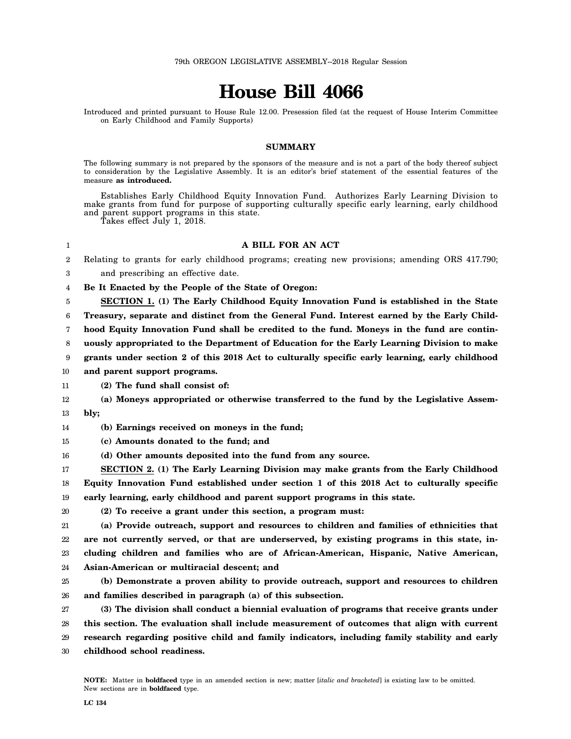79th OREGON LEGISLATIVE ASSEMBLY--2018 Regular Session

# House Bill 4066

Introduced and printed pursuant to House Rule 12.00. Presession filed (at the request of House Interim Committee on Early Childhood and Family Supports)

## SUMMARY

The following summary is not prepared by the sponsors of the measure and is not a part of the body thereof subject to consideration by the Legislative Assembly. It is an editor's brief statement of the essential features of the measure **as introduced.**

Establishes Early Childhood Equity Innovation Fund. Authorizes Early Learning Division to make grants from fund for purpose of supporting culturally specific early learning, early childhood and parent support programs in this state.

Takes effect July 1, 2018.

### A BILL FOR AN ACT

Relating to grants for early childhood programs; creating new provisions; amending ORS 417.790; and prescribing an effective date.

**Be It Enacted by the People of the State of Oregon:**

**SECTION 1. (1) The Early Childhood Equity Innovation Fund is established in the State Treasury, separate and distinct from the General Fund. Interest earned by the Early Childhood Equity Innovation Fund shall be credited to the fund. Moneys in the fund are continuously appropriated to the Department of Education for the Early Learning Division to make grants under section 2 of this 2018 Act to culturally specific early learning, early childhood and parent support programs.**

**(2) The fund shall consist of:**

**(a) Moneys appropriated or otherwise transferred to the fund by the Legislative Assembly;**

**(b) Earnings received on moneys in the fund;**

**(c) Amounts donated to the fund; and**

**(d) Other amounts deposited into the fund from any source.**

**SECTION 2. (1) The Early Learning Division may make grants from the Early Childhood Equity Innovation Fund established under section 1 of this 2018 Act to culturally specific early learning, early childhood and parent support programs in this state.**

**(2) To receive a grant under this section, a program must:**

**(a) Provide outreach, support and resources to children and families of ethnicities that are not currently served, or that are underserved, by existing programs in this state, including children and families who are of African-American, Hispanic, Native American, Asian-American or multiracial descent; and**

**(b) Demonstrate a proven ability to provide outreach, support and resources to children and families described in paragraph (a) of this subsection.**

**(3) The division shall conduct a biennial evaluation of programs that receive grants under this section. The evaluation shall include measurement of outcomes that align with current research regarding positive child and family indicators, including family stability and early childhood school readiness.**

**NOTE:** Matter in **boldfaced** type in an amended section is new; matter [*italic and bracketed*] is existing law to be omitted. New sections are in **boldfaced** type.

LC 134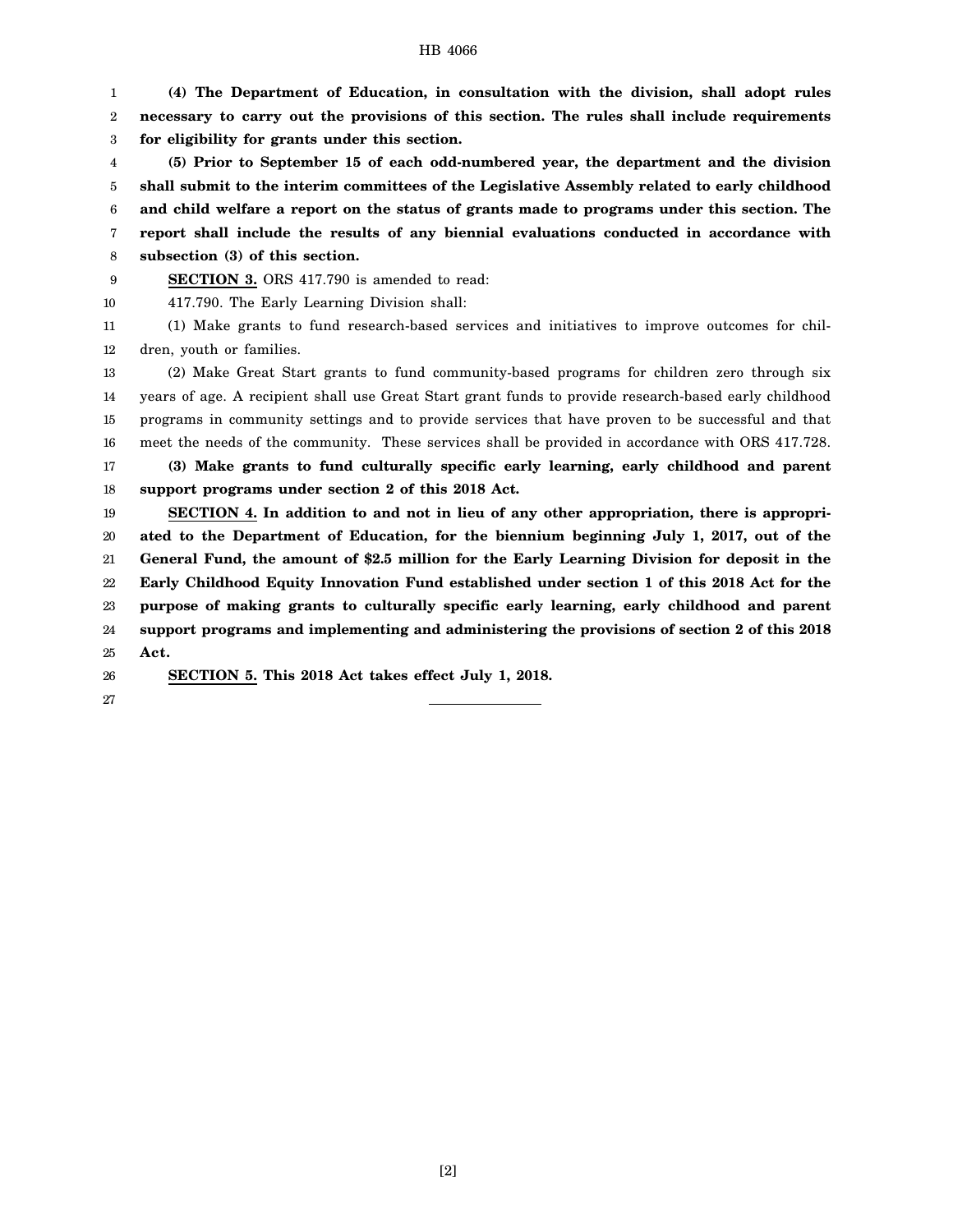**(4) The Department of Education, in consultation with the division, shall adopt rules necessary to carry out the provisions of this section. The rules shall include requirements for eligibility for grants under this section.**

**(5) Prior to September 15 of each odd-numbered year, the department and the division shall submit to the interim committees of the Legislative Assembly related to early childhood and child welfare a report on the status of grants made to programs under this section. The report shall include the results of any biennial evaluations conducted in accordance with subsection (3) of this section.**

**SECTION 3.** ORS 417.790 is amended to read:

417.790. The Early Learning Division shall:

(1) Make grants to fund research-based services and initiatives to improve outcomes for children, youth or families.

(2) Make Great Start grants to fund community-based programs for children zero through six years of age. A recipient shall use Great Start grant funds to provide research-based early childhood programs in community settings and to provide services that have proven to be successful and that meet the needs of the community. These services shall be provided in accordance with ORS 417.728.

**(3) Make grants to fund culturally specific early learning, early childhood and parent support programs under section 2 of this 2018 Act.**

**SECTION 4. In addition to and not in lieu of any other appropriation, there is appropriated to the Department of Education, for the biennium beginning July 1, 2017, out of the General Fund, the amount of $2.5 million for the Early Learning Division for deposit in the Early Childhood Equity Innovation Fund established under section 1 of this 2018 Act for the purpose of making grants to culturally specific early learning, early childhood and parent support programs and implementing and administering the provisions of section 2 of this 2018 Act.**

**SECTION 5. This 2018 Act takes effect July 1, 2018.**